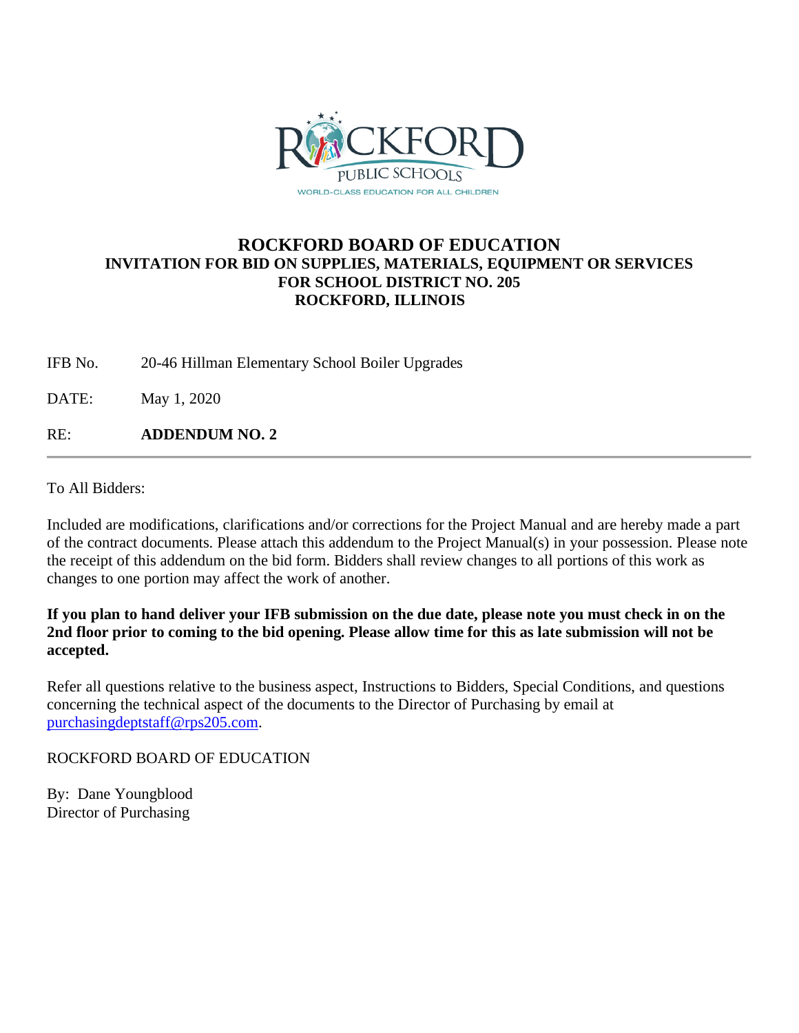# ROCKFORD BOARD OF EDUCATION

## INVITATION FOR BID ON SUPPLIES, MATERIALS, EQUIPMENT OR SERVICES FOR SCHOOL DISTRICT NO. 205 ROCKFORD, ILLINOIS

IFB No. 20-46 Hillman Elementary School Boiler Upgrades

DATE: May 1, 2020

RE: **ADDENDUM NO. 2**

---

To All Bidders:

Included are modifications, clarifications and/or corrections for the Project Manual and are hereby made a part of the contract documents. Please attach this addendum to the Project Manual(s) in your possession. Please note the receipt of this addendum on the bid form. Bidders shall review changes to all portions of this work as changes to one portion may affect the work of another.

**If you plan to hand deliver your IFB submission on the due date, please note you must check in on the 2nd floor prior to coming to the bid opening. Please allow time for this as late submission will not be accepted.**

Refer all questions relative to the business aspect, Instructions to Bidders, Special Conditions, and questions concerning the technical aspect of the documents to the Director of Purchasing by email at purchasingdeptstaff@rps205.com.

ROCKFORD BOARD OF EDUCATION

By: Dane Youngblood
Director of Purchasing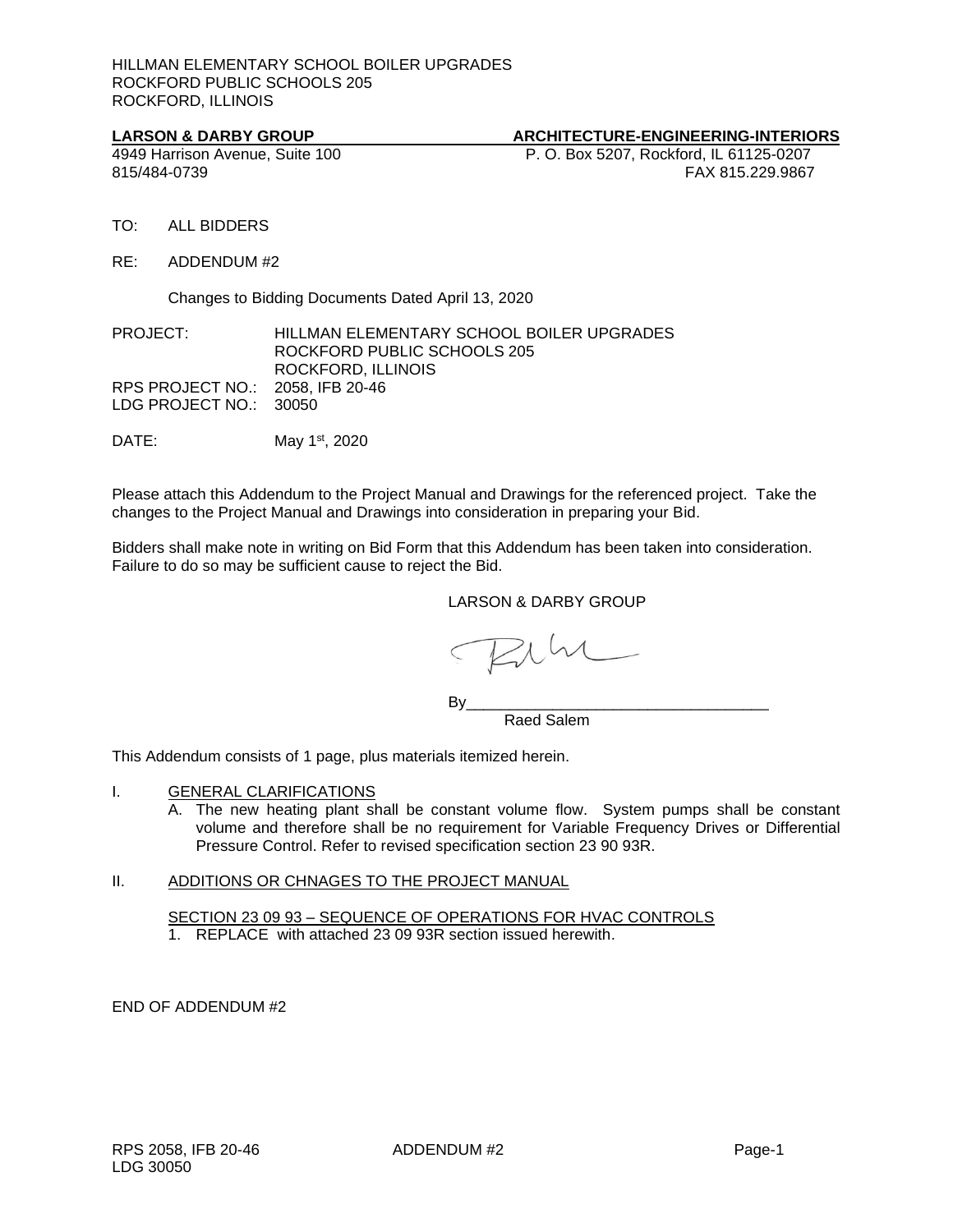HILLMAN ELEMENTARY SCHOOL BOILER UPGRADES
ROCKFORD PUBLIC SCHOOLS 205
ROCKFORD, ILLINOIS

**LARSON & DARBY GROUP** **ARCHITECTURE-ENGINEERING-INTERIORS**

4949 Harrison Avenue, Suite 100 P. O. Box 5207, Rockford, IL 61125-0207
815/484-0739 FAX 815.229.9867

TO: ALL BIDDERS

RE: ADDENDUM #2

Changes to Bidding Documents Dated April 13, 2020

PROJECT: HILLMAN ELEMENTARY SCHOOL BOILER UPGRADES
ROCKFORD PUBLIC SCHOOLS 205
ROCKFORD, ILLINOIS

RPS PROJECT NO.: 2058, IFB 20-46
LDG PROJECT NO.: 30050

DATE: May 1st, 2020

Please attach this Addendum to the Project Manual and Drawings for the referenced project. Take the changes to the Project Manual and Drawings into consideration in preparing your Bid.

Bidders shall make note in writing on Bid Form that this Addendum has been taken into consideration. Failure to do so may be sufficient cause to reject the Bid.

LARSON & DARBY GROUP

By___________________________________
Raed Salem

This Addendum consists of 1 page, plus materials itemized herein.

I. GENERAL CLARIFICATIONS

A. The new heating plant shall be constant volume flow. System pumps shall be constant volume and therefore shall be no requirement for Variable Frequency Drives or Differential Pressure Control. Refer to revised specification section 23 90 93R.

II. ADDITIONS OR CHNAGES TO THE PROJECT MANUAL

SECTION 23 09 93 – SEQUENCE OF OPERATIONS FOR HVAC CONTROLS

1. REPLACE with attached 23 09 93R section issued herewith.

END OF ADDENDUM #2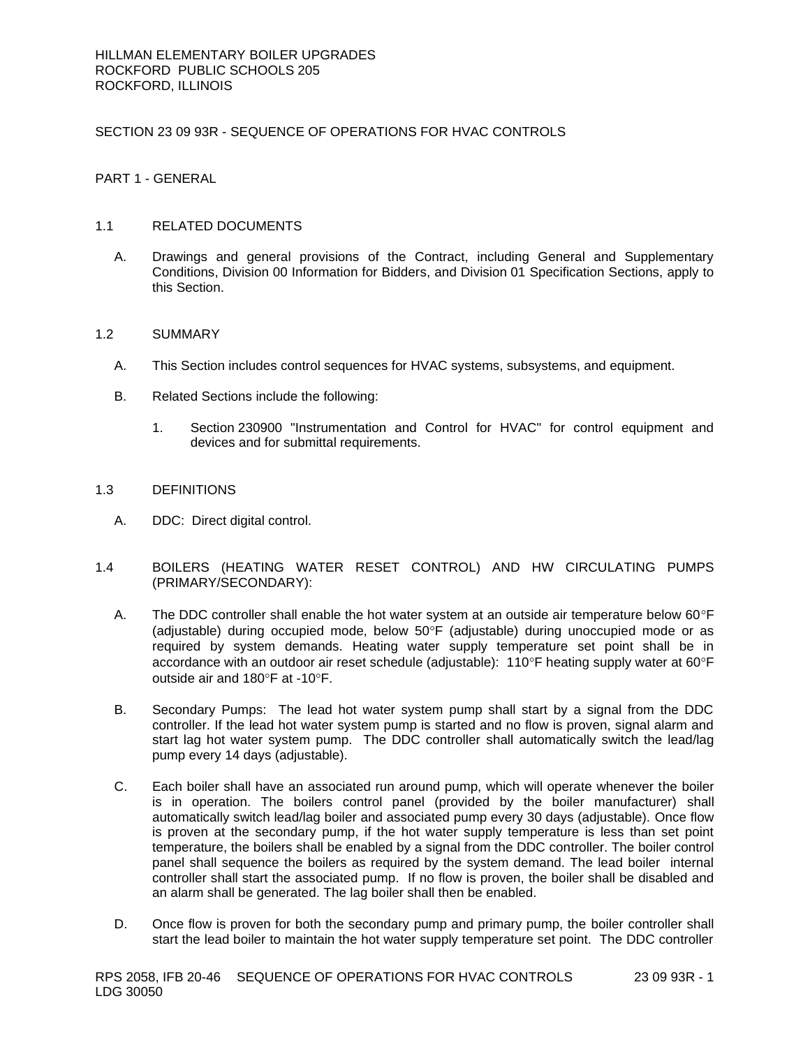HILLMAN ELEMENTARY BOILER UPGRADES
ROCKFORD PUBLIC SCHOOLS 205
ROCKFORD, ILLINOIS

# SECTION 23 09 93R - SEQUENCE OF OPERATIONS FOR HVAC CONTROLS

## PART 1 - GENERAL

### 1.1 RELATED DOCUMENTS

A. Drawings and general provisions of the Contract, including General and Supplementary Conditions, Division 00 Information for Bidders, and Division 01 Specification Sections, apply to this Section.

### 1.2 SUMMARY

A. This Section includes control sequences for HVAC systems, subsystems, and equipment.

B. Related Sections include the following:

1. Section 230900 "Instrumentation and Control for HVAC" for control equipment and devices and for submittal requirements.

### 1.3 DEFINITIONS

A. DDC: Direct digital control.

### 1.4 BOILERS (HEATING WATER RESET CONTROL) AND HW CIRCULATING PUMPS (PRIMARY/SECONDARY):

A. The DDC controller shall enable the hot water system at an outside air temperature below 60°F (adjustable) during occupied mode, below 50°F (adjustable) during unoccupied mode or as required by system demands. Heating water supply temperature set point shall be in accordance with an outdoor air reset schedule (adjustable): 110°F heating supply water at 60°F outside air and 180°F at -10°F.

B. Secondary Pumps: The lead hot water system pump shall start by a signal from the DDC controller. If the lead hot water system pump is started and no flow is proven, signal alarm and start lag hot water system pump. The DDC controller shall automatically switch the lead/lag pump every 14 days (adjustable).

C. Each boiler shall have an associated run around pump, which will operate whenever the boiler is in operation. The boilers control panel (provided by the boiler manufacturer) shall automatically switch lead/lag boiler and associated pump every 30 days (adjustable). Once flow is proven at the secondary pump, if the hot water supply temperature is less than set point temperature, the boilers shall be enabled by a signal from the DDC controller. The boiler control panel shall sequence the boilers as required by the system demand. The lead boiler internal controller shall start the associated pump. If no flow is proven, the boiler shall be disabled and an alarm shall be generated. The lag boiler shall then be enabled.

D. Once flow is proven for both the secondary pump and primary pump, the boiler controller shall start the lead boiler to maintain the hot water supply temperature set point. The DDC controller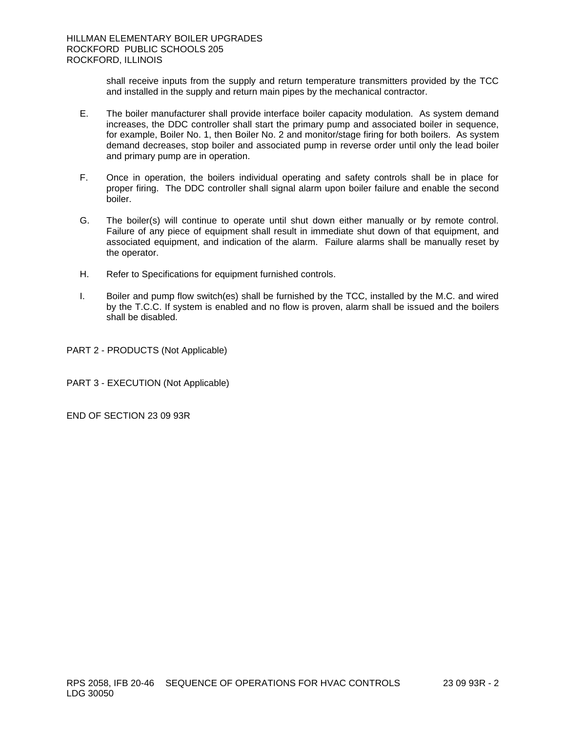shall receive inputs from the supply and return temperature transmitters provided by the TCC and installed in the supply and return main pipes by the mechanical contractor.

E. The boiler manufacturer shall provide interface boiler capacity modulation. As system demand increases, the DDC controller shall start the primary pump and associated boiler in sequence, for example, Boiler No. 1, then Boiler No. 2 and monitor/stage firing for both boilers. As system demand decreases, stop boiler and associated pump in reverse order until only the lead boiler and primary pump are in operation.

F. Once in operation, the boilers individual operating and safety controls shall be in place for proper firing. The DDC controller shall signal alarm upon boiler failure and enable the second boiler.

G. The boiler(s) will continue to operate until shut down either manually or by remote control. Failure of any piece of equipment shall result in immediate shut down of that equipment, and associated equipment, and indication of the alarm. Failure alarms shall be manually reset by the operator.

H. Refer to Specifications for equipment furnished controls.

I. Boiler and pump flow switch(es) shall be furnished by the TCC, installed by the M.C. and wired by the T.C.C. If system is enabled and no flow is proven, alarm shall be issued and the boilers shall be disabled.

## PART 2 - PRODUCTS (Not Applicable)

## PART 3 - EXECUTION (Not Applicable)

END OF SECTION 23 09 93R